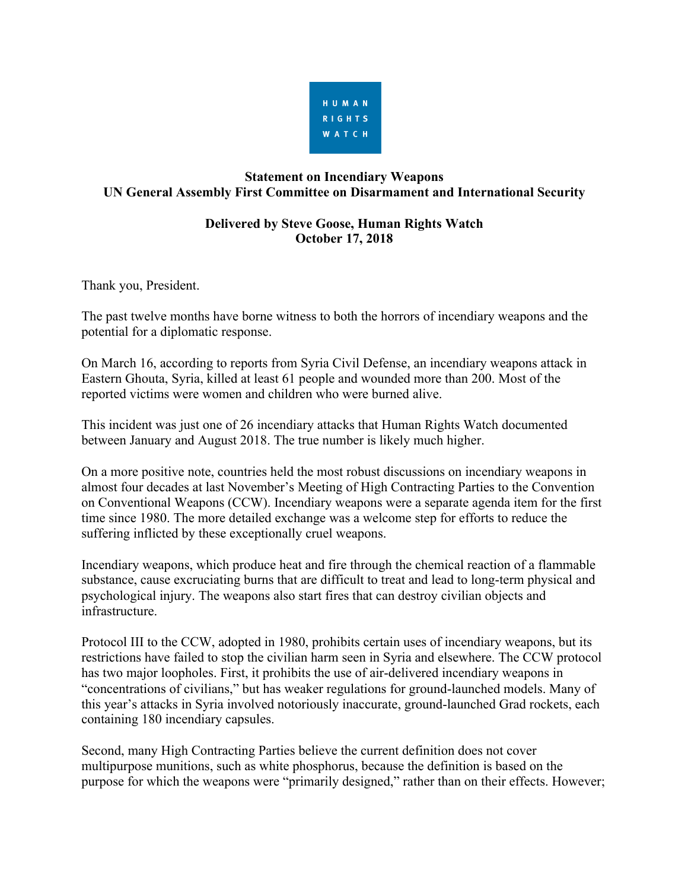HUMAN RIGHTS WATCH

**Statement on Incendiary Weapons**
**UN General Assembly First Committee on Disarmament and International Security**

**Delivered by Steve Goose, Human Rights Watch**
**October 17, 2018**

Thank you, President.

The past twelve months have borne witness to both the horrors of incendiary weapons and the potential for a diplomatic response.

On March 16, according to reports from Syria Civil Defense, an incendiary weapons attack in Eastern Ghouta, Syria, killed at least 61 people and wounded more than 200. Most of the reported victims were women and children who were burned alive.

This incident was just one of 26 incendiary attacks that Human Rights Watch documented between January and August 2018. The true number is likely much higher.

On a more positive note, countries held the most robust discussions on incendiary weapons in almost four decades at last November's Meeting of High Contracting Parties to the Convention on Conventional Weapons (CCW). Incendiary weapons were a separate agenda item for the first time since 1980. The more detailed exchange was a welcome step for efforts to reduce the suffering inflicted by these exceptionally cruel weapons.

Incendiary weapons, which produce heat and fire through the chemical reaction of a flammable substance, cause excruciating burns that are difficult to treat and lead to long-term physical and psychological injury. The weapons also start fires that can destroy civilian objects and infrastructure.

Protocol III to the CCW, adopted in 1980, prohibits certain uses of incendiary weapons, but its restrictions have failed to stop the civilian harm seen in Syria and elsewhere. The CCW protocol has two major loopholes. First, it prohibits the use of air-delivered incendiary weapons in "concentrations of civilians," but has weaker regulations for ground-launched models. Many of this year's attacks in Syria involved notoriously inaccurate, ground-launched Grad rockets, each containing 180 incendiary capsules.

Second, many High Contracting Parties believe the current definition does not cover multipurpose munitions, such as white phosphorus, because the definition is based on the purpose for which the weapons were "primarily designed," rather than on their effects. However;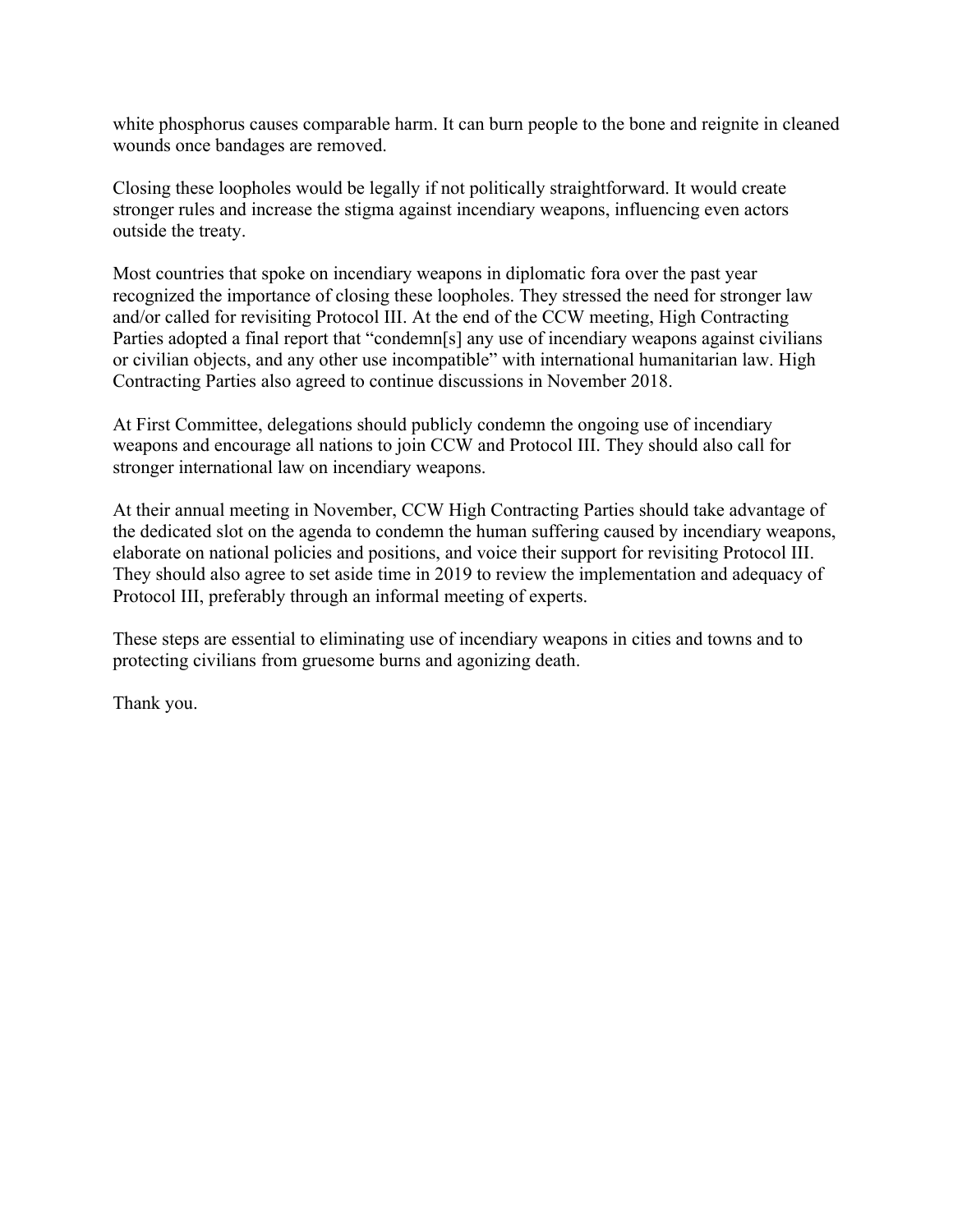white phosphorus causes comparable harm. It can burn people to the bone and reignite in cleaned wounds once bandages are removed.

Closing these loopholes would be legally if not politically straightforward. It would create stronger rules and increase the stigma against incendiary weapons, influencing even actors outside the treaty.

Most countries that spoke on incendiary weapons in diplomatic fora over the past year recognized the importance of closing these loopholes. They stressed the need for stronger law and/or called for revisiting Protocol III. At the end of the CCW meeting, High Contracting Parties adopted a final report that "condemn[s] any use of incendiary weapons against civilians or civilian objects, and any other use incompatible" with international humanitarian law. High Contracting Parties also agreed to continue discussions in November 2018.

At First Committee, delegations should publicly condemn the ongoing use of incendiary weapons and encourage all nations to join CCW and Protocol III. They should also call for stronger international law on incendiary weapons.

At their annual meeting in November, CCW High Contracting Parties should take advantage of the dedicated slot on the agenda to condemn the human suffering caused by incendiary weapons, elaborate on national policies and positions, and voice their support for revisiting Protocol III. They should also agree to set aside time in 2019 to review the implementation and adequacy of Protocol III, preferably through an informal meeting of experts.

These steps are essential to eliminating use of incendiary weapons in cities and towns and to protecting civilians from gruesome burns and agonizing death.

Thank you.